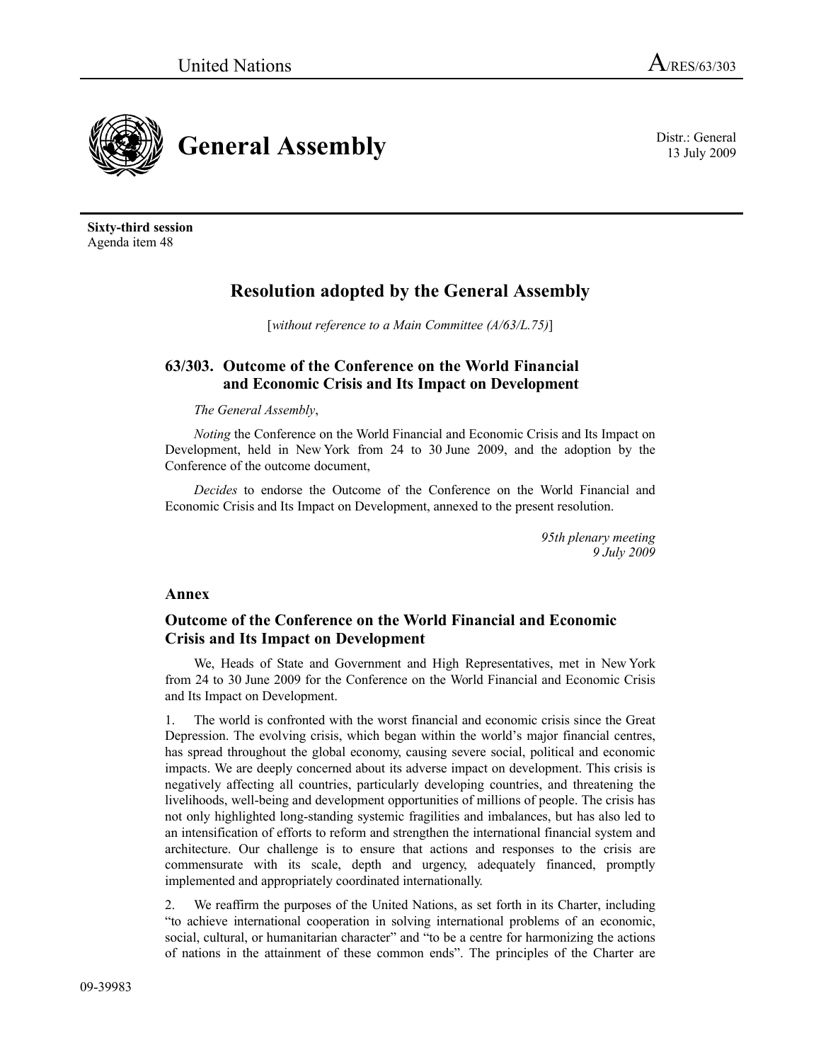United Nations A/RES/63/303

# General Assembly

Distr.: General
13 July 2009

**Sixty-third session**
Agenda item 48

## Resolution adopted by the General Assembly

[*without reference to a Main Committee (A/63/L.75)*]

### 63/303. Outcome of the Conference on the World Financial and Economic Crisis and Its Impact on Development

*The General Assembly*,

*Noting* the Conference on the World Financial and Economic Crisis and Its Impact on Development, held in New York from 24 to 30 June 2009, and the adoption by the Conference of the outcome document,

*Decides* to endorse the Outcome of the Conference on the World Financial and Economic Crisis and Its Impact on Development, annexed to the present resolution.

*95th plenary meeting*
*9 July 2009*

### Annex

### Outcome of the Conference on the World Financial and Economic Crisis and Its Impact on Development

We, Heads of State and Government and High Representatives, met in New York from 24 to 30 June 2009 for the Conference on the World Financial and Economic Crisis and Its Impact on Development.

1. The world is confronted with the worst financial and economic crisis since the Great Depression. The evolving crisis, which began within the world's major financial centres, has spread throughout the global economy, causing severe social, political and economic impacts. We are deeply concerned about its adverse impact on development. This crisis is negatively affecting all countries, particularly developing countries, and threatening the livelihoods, well-being and development opportunities of millions of people. The crisis has not only highlighted long-standing systemic fragilities and imbalances, but has also led to an intensification of efforts to reform and strengthen the international financial system and architecture. Our challenge is to ensure that actions and responses to the crisis are commensurate with its scale, depth and urgency, adequately financed, promptly implemented and appropriately coordinated internationally.

2. We reaffirm the purposes of the United Nations, as set forth in its Charter, including "to achieve international cooperation in solving international problems of an economic, social, cultural, or humanitarian character" and "to be a centre for harmonizing the actions of nations in the attainment of these common ends". The principles of the Charter are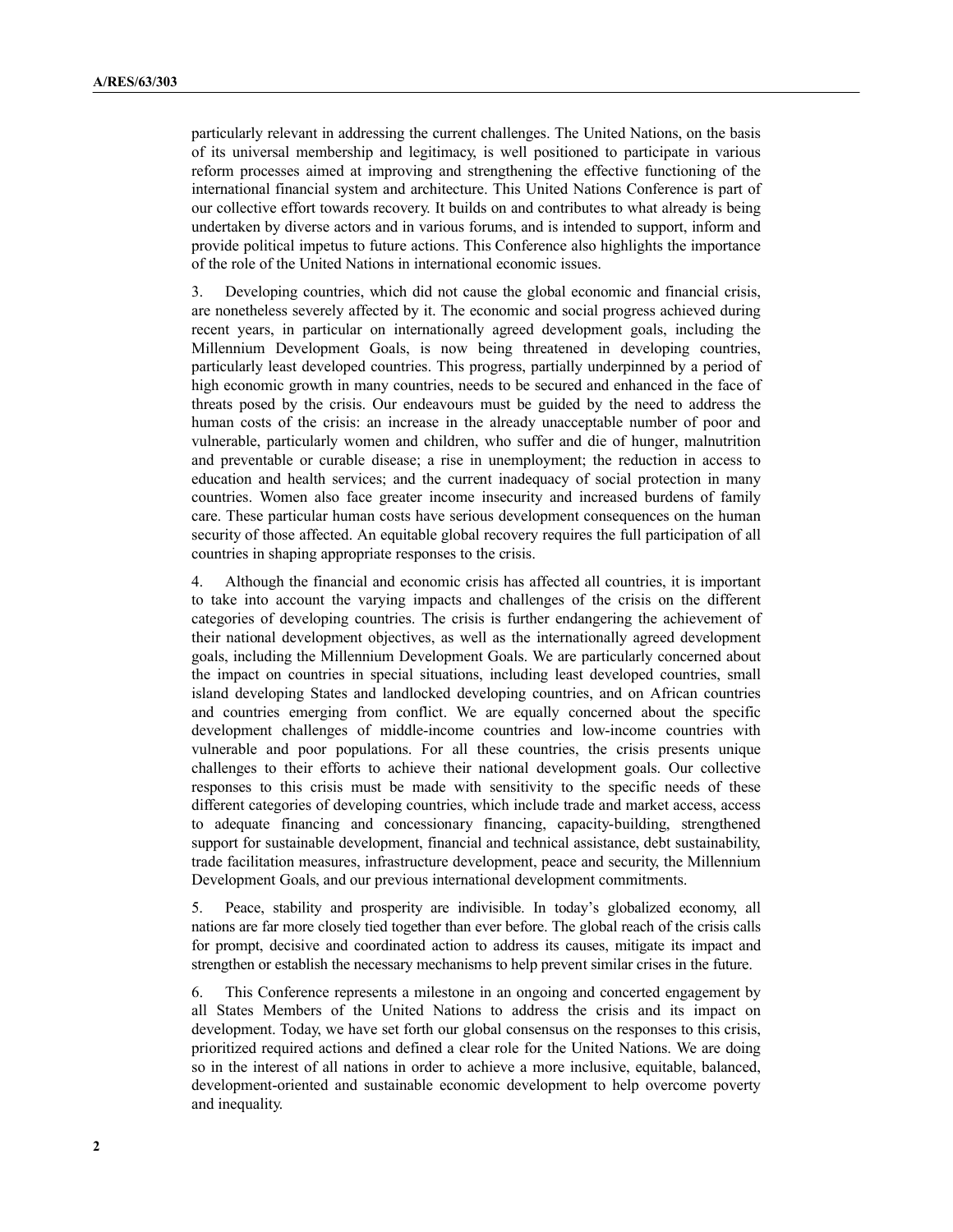particularly relevant in addressing the current challenges. The United Nations, on the basis of its universal membership and legitimacy, is well positioned to participate in various reform processes aimed at improving and strengthening the effective functioning of the international financial system and architecture. This United Nations Conference is part of our collective effort towards recovery. It builds on and contributes to what already is being undertaken by diverse actors and in various forums, and is intended to support, inform and provide political impetus to future actions. This Conference also highlights the importance of the role of the United Nations in international economic issues.

3. Developing countries, which did not cause the global economic and financial crisis, are nonetheless severely affected by it. The economic and social progress achieved during recent years, in particular on internationally agreed development goals, including the Millennium Development Goals, is now being threatened in developing countries, particularly least developed countries. This progress, partially underpinned by a period of high economic growth in many countries, needs to be secured and enhanced in the face of threats posed by the crisis. Our endeavours must be guided by the need to address the human costs of the crisis: an increase in the already unacceptable number of poor and vulnerable, particularly women and children, who suffer and die of hunger, malnutrition and preventable or curable disease; a rise in unemployment; the reduction in access to education and health services; and the current inadequacy of social protection in many countries. Women also face greater income insecurity and increased burdens of family care. These particular human costs have serious development consequences on the human security of those affected. An equitable global recovery requires the full participation of all countries in shaping appropriate responses to the crisis.

4. Although the financial and economic crisis has affected all countries, it is important to take into account the varying impacts and challenges of the crisis on the different categories of developing countries. The crisis is further endangering the achievement of their national development objectives, as well as the internationally agreed development goals, including the Millennium Development Goals. We are particularly concerned about the impact on countries in special situations, including least developed countries, small island developing States and landlocked developing countries, and on African countries and countries emerging from conflict. We are equally concerned about the specific development challenges of middle-income countries and low-income countries with vulnerable and poor populations. For all these countries, the crisis presents unique challenges to their efforts to achieve their national development goals. Our collective responses to this crisis must be made with sensitivity to the specific needs of these different categories of developing countries, which include trade and market access, access to adequate financing and concessionary financing, capacity-building, strengthened support for sustainable development, financial and technical assistance, debt sustainability, trade facilitation measures, infrastructure development, peace and security, the Millennium Development Goals, and our previous international development commitments.

5. Peace, stability and prosperity are indivisible. In today's globalized economy, all nations are far more closely tied together than ever before. The global reach of the crisis calls for prompt, decisive and coordinated action to address its causes, mitigate its impact and strengthen or establish the necessary mechanisms to help prevent similar crises in the future.

6. This Conference represents a milestone in an ongoing and concerted engagement by all States Members of the United Nations to address the crisis and its impact on development. Today, we have set forth our global consensus on the responses to this crisis, prioritized required actions and defined a clear role for the United Nations. We are doing so in the interest of all nations in order to achieve a more inclusive, equitable, balanced, development-oriented and sustainable economic development to help overcome poverty and inequality.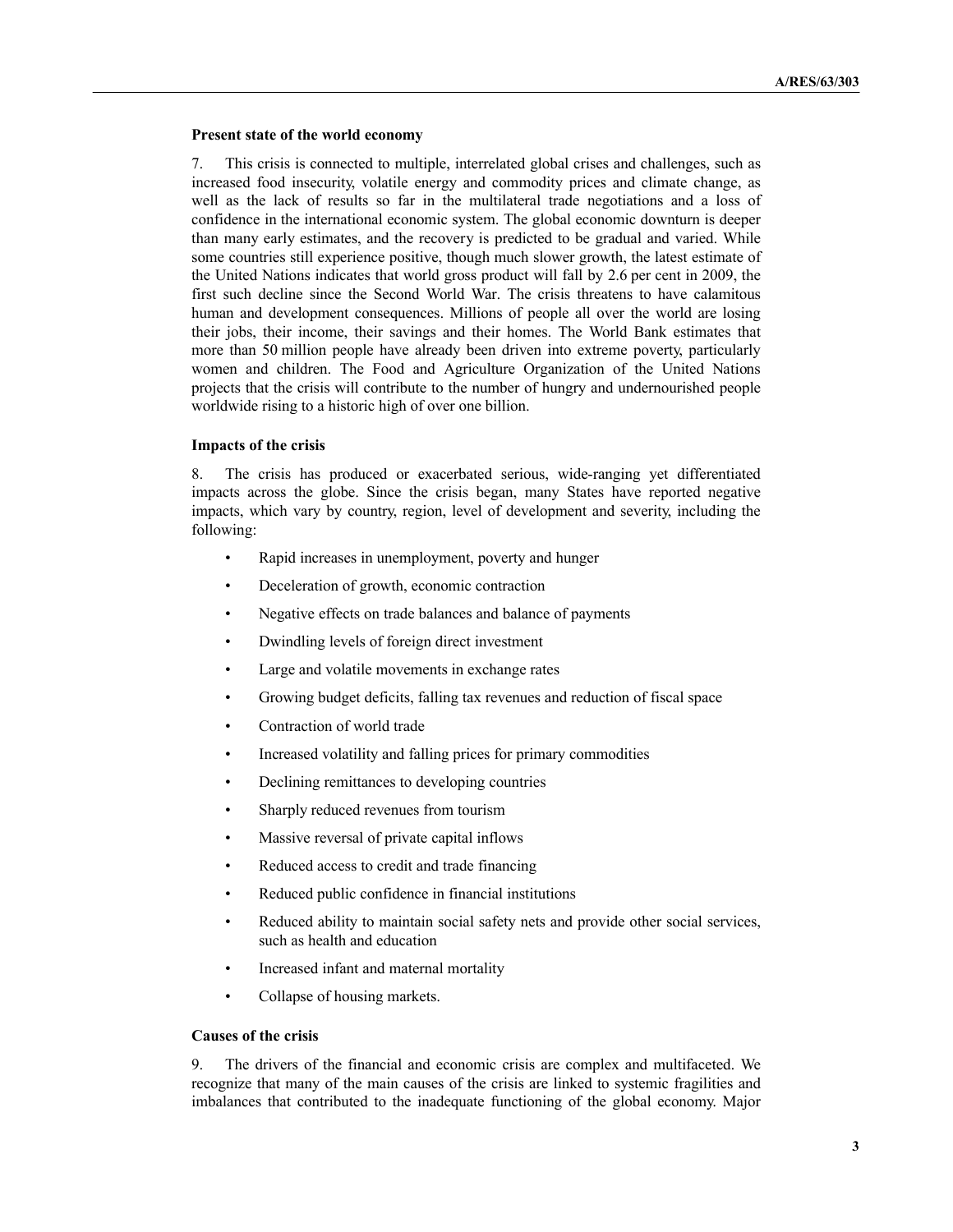**Present state of the world economy**

7. This crisis is connected to multiple, interrelated global crises and challenges, such as increased food insecurity, volatile energy and commodity prices and climate change, as well as the lack of results so far in the multilateral trade negotiations and a loss of confidence in the international economic system. The global economic downturn is deeper than many early estimates, and the recovery is predicted to be gradual and varied. While some countries still experience positive, though much slower growth, the latest estimate of the United Nations indicates that world gross product will fall by 2.6 per cent in 2009, the first such decline since the Second World War. The crisis threatens to have calamitous human and development consequences. Millions of people all over the world are losing their jobs, their income, their savings and their homes. The World Bank estimates that more than 50 million people have already been driven into extreme poverty, particularly women and children. The Food and Agriculture Organization of the United Nations projects that the crisis will contribute to the number of hungry and undernourished people worldwide rising to a historic high of over one billion.

**Impacts of the crisis**

8. The crisis has produced or exacerbated serious, wide-ranging yet differentiated impacts across the globe. Since the crisis began, many States have reported negative impacts, which vary by country, region, level of development and severity, including the following:

- Rapid increases in unemployment, poverty and hunger
- Deceleration of growth, economic contraction
- Negative effects on trade balances and balance of payments
- Dwindling levels of foreign direct investment
- Large and volatile movements in exchange rates
- Growing budget deficits, falling tax revenues and reduction of fiscal space
- Contraction of world trade
- Increased volatility and falling prices for primary commodities
- Declining remittances to developing countries
- Sharply reduced revenues from tourism
- Massive reversal of private capital inflows
- Reduced access to credit and trade financing
- Reduced public confidence in financial institutions
- Reduced ability to maintain social safety nets and provide other social services, such as health and education
- Increased infant and maternal mortality
- Collapse of housing markets.

**Causes of the crisis**

9. The drivers of the financial and economic crisis are complex and multifaceted. We recognize that many of the main causes of the crisis are linked to systemic fragilities and imbalances that contributed to the inadequate functioning of the global economy. Major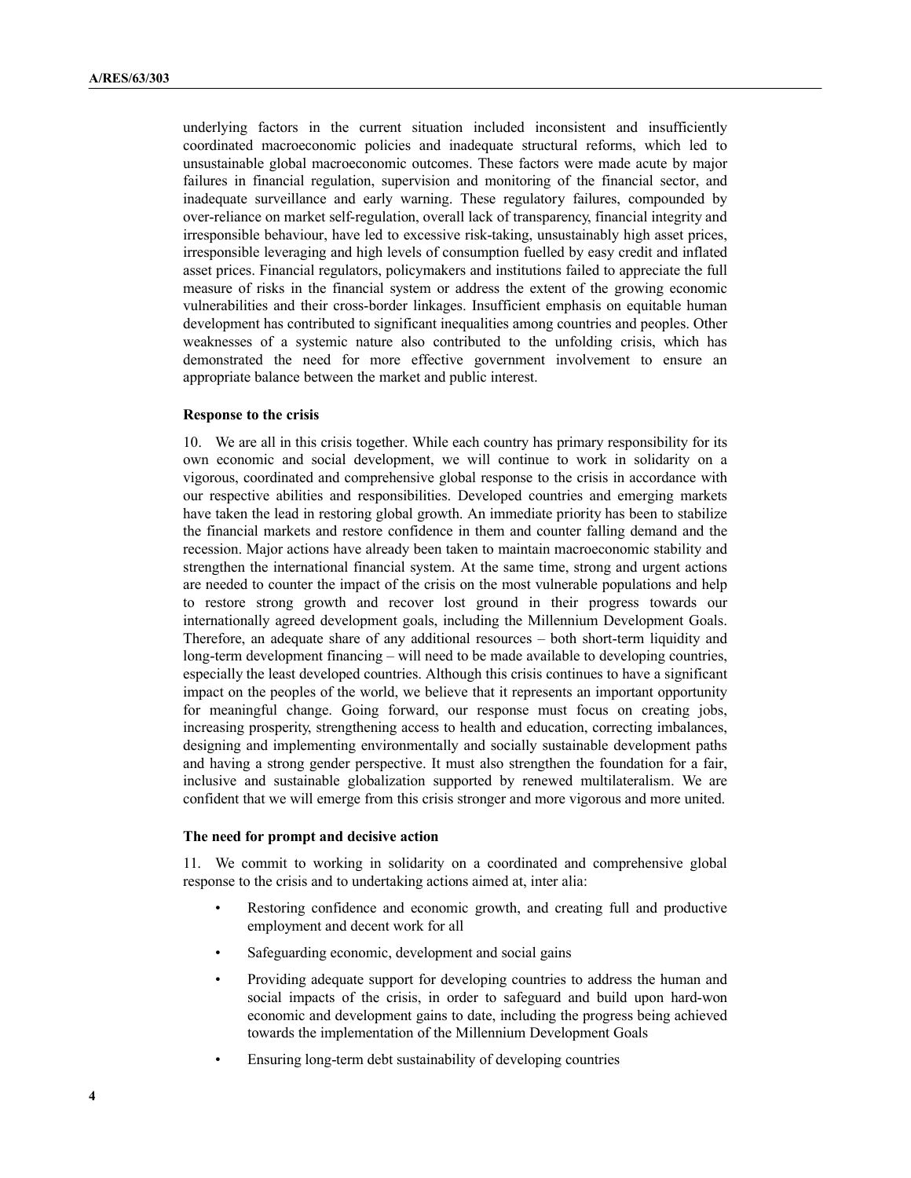underlying factors in the current situation included inconsistent and insufficiently coordinated macroeconomic policies and inadequate structural reforms, which led to unsustainable global macroeconomic outcomes. These factors were made acute by major failures in financial regulation, supervision and monitoring of the financial sector, and inadequate surveillance and early warning. These regulatory failures, compounded by over-reliance on market self-regulation, overall lack of transparency, financial integrity and irresponsible behaviour, have led to excessive risk-taking, unsustainably high asset prices, irresponsible leveraging and high levels of consumption fuelled by easy credit and inflated asset prices. Financial regulators, policymakers and institutions failed to appreciate the full measure of risks in the financial system or address the extent of the growing economic vulnerabilities and their cross-border linkages. Insufficient emphasis on equitable human development has contributed to significant inequalities among countries and peoples. Other weaknesses of a systemic nature also contributed to the unfolding crisis, which has demonstrated the need for more effective government involvement to ensure an appropriate balance between the market and public interest.

**Response to the crisis**

10. We are all in this crisis together. While each country has primary responsibility for its own economic and social development, we will continue to work in solidarity on a vigorous, coordinated and comprehensive global response to the crisis in accordance with our respective abilities and responsibilities. Developed countries and emerging markets have taken the lead in restoring global growth. An immediate priority has been to stabilize the financial markets and restore confidence in them and counter falling demand and the recession. Major actions have already been taken to maintain macroeconomic stability and strengthen the international financial system. At the same time, strong and urgent actions are needed to counter the impact of the crisis on the most vulnerable populations and help to restore strong growth and recover lost ground in their progress towards our internationally agreed development goals, including the Millennium Development Goals. Therefore, an adequate share of any additional resources – both short-term liquidity and long-term development financing – will need to be made available to developing countries, especially the least developed countries. Although this crisis continues to have a significant impact on the peoples of the world, we believe that it represents an important opportunity for meaningful change. Going forward, our response must focus on creating jobs, increasing prosperity, strengthening access to health and education, correcting imbalances, designing and implementing environmentally and socially sustainable development paths and having a strong gender perspective. It must also strengthen the foundation for a fair, inclusive and sustainable globalization supported by renewed multilateralism. We are confident that we will emerge from this crisis stronger and more vigorous and more united.

**The need for prompt and decisive action**

11. We commit to working in solidarity on a coordinated and comprehensive global response to the crisis and to undertaking actions aimed at, inter alia:

- Restoring confidence and economic growth, and creating full and productive employment and decent work for all
- Safeguarding economic, development and social gains
- Providing adequate support for developing countries to address the human and social impacts of the crisis, in order to safeguard and build upon hard-won economic and development gains to date, including the progress being achieved towards the implementation of the Millennium Development Goals
- Ensuring long-term debt sustainability of developing countries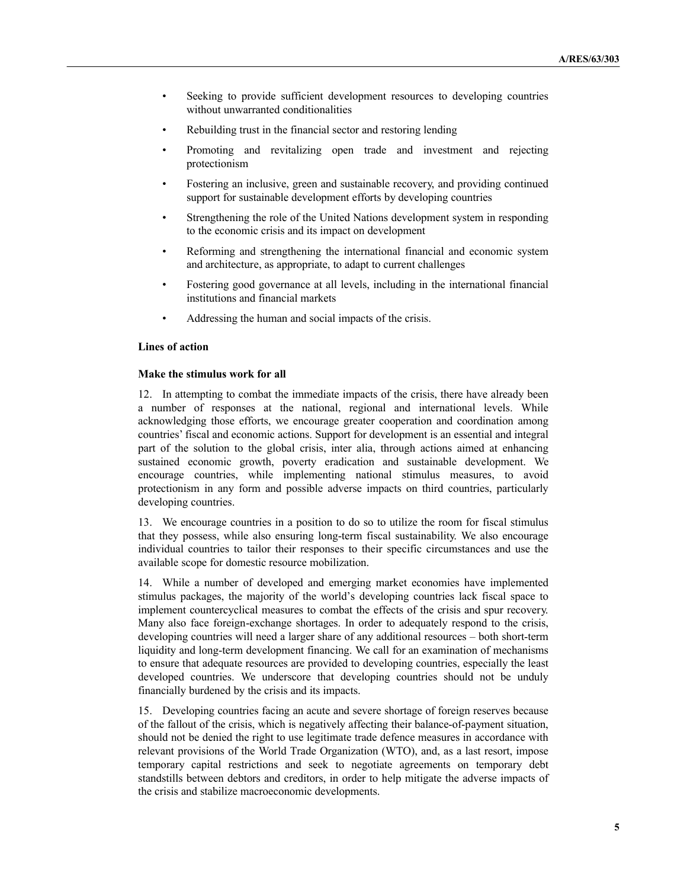- Seeking to provide sufficient development resources to developing countries without unwarranted conditionalities
- Rebuilding trust in the financial sector and restoring lending
- Promoting and revitalizing open trade and investment and rejecting protectionism
- Fostering an inclusive, green and sustainable recovery, and providing continued support for sustainable development efforts by developing countries
- Strengthening the role of the United Nations development system in responding to the economic crisis and its impact on development
- Reforming and strengthening the international financial and economic system and architecture, as appropriate, to adapt to current challenges
- Fostering good governance at all levels, including in the international financial institutions and financial markets
- Addressing the human and social impacts of the crisis.

**Lines of action**

**Make the stimulus work for all**

12. In attempting to combat the immediate impacts of the crisis, there have already been a number of responses at the national, regional and international levels. While acknowledging those efforts, we encourage greater cooperation and coordination among countries' fiscal and economic actions. Support for development is an essential and integral part of the solution to the global crisis, inter alia, through actions aimed at enhancing sustained economic growth, poverty eradication and sustainable development. We encourage countries, while implementing national stimulus measures, to avoid protectionism in any form and possible adverse impacts on third countries, particularly developing countries.

13. We encourage countries in a position to do so to utilize the room for fiscal stimulus that they possess, while also ensuring long-term fiscal sustainability. We also encourage individual countries to tailor their responses to their specific circumstances and use the available scope for domestic resource mobilization.

14. While a number of developed and emerging market economies have implemented stimulus packages, the majority of the world's developing countries lack fiscal space to implement countercyclical measures to combat the effects of the crisis and spur recovery. Many also face foreign-exchange shortages. In order to adequately respond to the crisis, developing countries will need a larger share of any additional resources – both short-term liquidity and long-term development financing. We call for an examination of mechanisms to ensure that adequate resources are provided to developing countries, especially the least developed countries. We underscore that developing countries should not be unduly financially burdened by the crisis and its impacts.

15. Developing countries facing an acute and severe shortage of foreign reserves because of the fallout of the crisis, which is negatively affecting their balance-of-payment situation, should not be denied the right to use legitimate trade defence measures in accordance with relevant provisions of the World Trade Organization (WTO), and, as a last resort, impose temporary capital restrictions and seek to negotiate agreements on temporary debt standstills between debtors and creditors, in order to help mitigate the adverse impacts of the crisis and stabilize macroeconomic developments.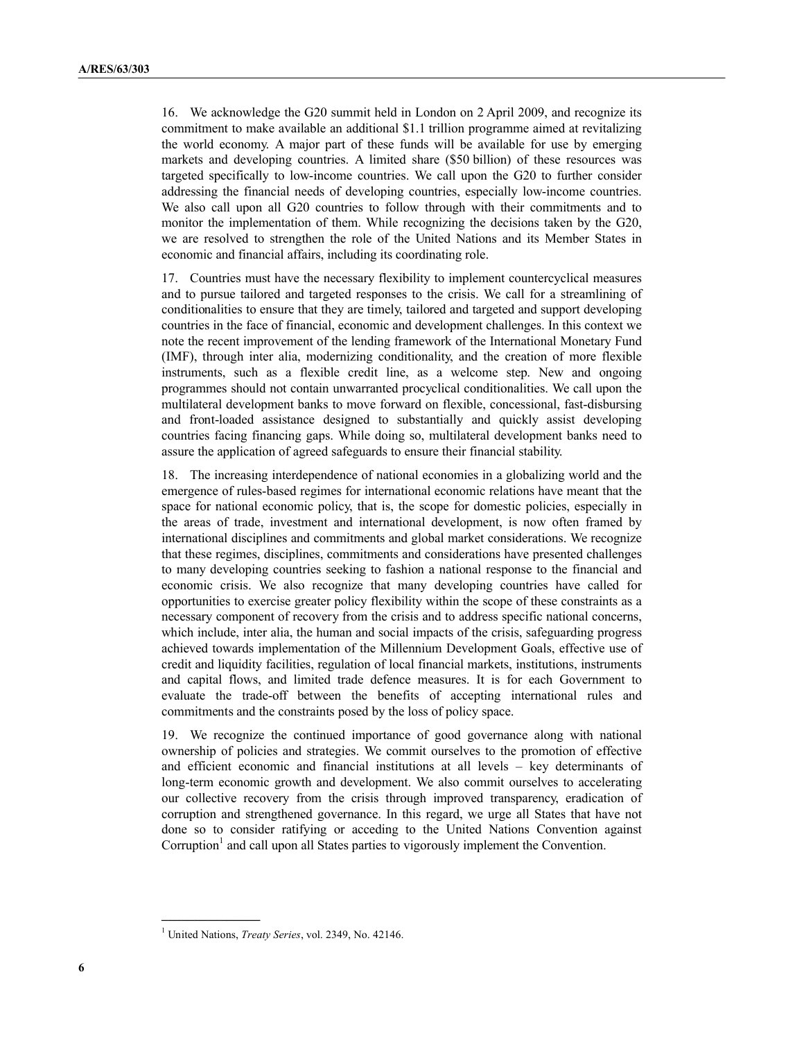16. We acknowledge the G20 summit held in London on 2 April 2009, and recognize its commitment to make available an additional \$1.1 trillion programme aimed at revitalizing the world economy. A major part of these funds will be available for use by emerging markets and developing countries. A limited share (\$50 billion) of these resources was targeted specifically to low-income countries. We call upon the G20 to further consider addressing the financial needs of developing countries, especially low-income countries. We also call upon all G20 countries to follow through with their commitments and to monitor the implementation of them. While recognizing the decisions taken by the G20, we are resolved to strengthen the role of the United Nations and its Member States in economic and financial affairs, including its coordinating role.

17. Countries must have the necessary flexibility to implement countercyclical measures and to pursue tailored and targeted responses to the crisis. We call for a streamlining of conditionalities to ensure that they are timely, tailored and targeted and support developing countries in the face of financial, economic and development challenges. In this context we note the recent improvement of the lending framework of the International Monetary Fund (IMF), through inter alia, modernizing conditionality, and the creation of more flexible instruments, such as a flexible credit line, as a welcome step. New and ongoing programmes should not contain unwarranted procyclical conditionalities. We call upon the multilateral development banks to move forward on flexible, concessional, fast-disbursing and front-loaded assistance designed to substantially and quickly assist developing countries facing financing gaps. While doing so, multilateral development banks need to assure the application of agreed safeguards to ensure their financial stability.

18. The increasing interdependence of national economies in a globalizing world and the emergence of rules-based regimes for international economic relations have meant that the space for national economic policy, that is, the scope for domestic policies, especially in the areas of trade, investment and international development, is now often framed by international disciplines and commitments and global market considerations. We recognize that these regimes, disciplines, commitments and considerations have presented challenges to many developing countries seeking to fashion a national response to the financial and economic crisis. We also recognize that many developing countries have called for opportunities to exercise greater policy flexibility within the scope of these constraints as a necessary component of recovery from the crisis and to address specific national concerns, which include, inter alia, the human and social impacts of the crisis, safeguarding progress achieved towards implementation of the Millennium Development Goals, effective use of credit and liquidity facilities, regulation of local financial markets, institutions, instruments and capital flows, and limited trade defence measures. It is for each Government to evaluate the trade-off between the benefits of accepting international rules and commitments and the constraints posed by the loss of policy space.

19. We recognize the continued importance of good governance along with national ownership of policies and strategies. We commit ourselves to the promotion of effective and efficient economic and financial institutions at all levels – key determinants of long-term economic growth and development. We also commit ourselves to accelerating our collective recovery from the crisis through improved transparency, eradication of corruption and strengthened governance. In this regard, we urge all States that have not done so to consider ratifying or acceding to the United Nations Convention against Corruption[1] and call upon all States parties to vigorously implement the Convention.

[1] United Nations, *Treaty Series*, vol. 2349, No. 42146.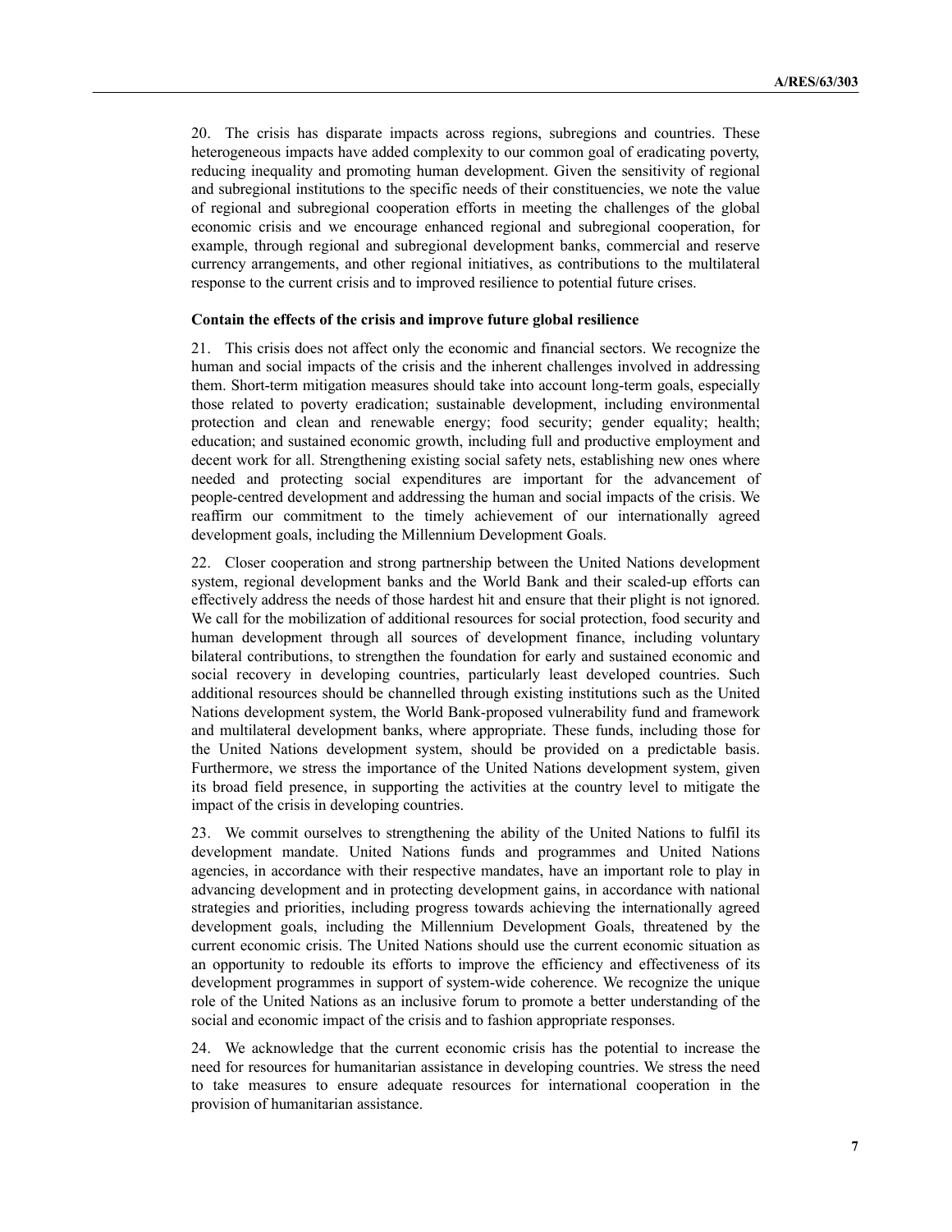20. The crisis has disparate impacts across regions, subregions and countries. These heterogeneous impacts have added complexity to our common goal of eradicating poverty, reducing inequality and promoting human development. Given the sensitivity of regional and subregional institutions to the specific needs of their constituencies, we note the value of regional and subregional cooperation efforts in meeting the challenges of the global economic crisis and we encourage enhanced regional and subregional cooperation, for example, through regional and subregional development banks, commercial and reserve currency arrangements, and other regional initiatives, as contributions to the multilateral response to the current crisis and to improved resilience to potential future crises.

**Contain the effects of the crisis and improve future global resilience**

21. This crisis does not affect only the economic and financial sectors. We recognize the human and social impacts of the crisis and the inherent challenges involved in addressing them. Short-term mitigation measures should take into account long-term goals, especially those related to poverty eradication; sustainable development, including environmental protection and clean and renewable energy; food security; gender equality; health; education; and sustained economic growth, including full and productive employment and decent work for all. Strengthening existing social safety nets, establishing new ones where needed and protecting social expenditures are important for the advancement of people-centred development and addressing the human and social impacts of the crisis. We reaffirm our commitment to the timely achievement of our internationally agreed development goals, including the Millennium Development Goals.

22. Closer cooperation and strong partnership between the United Nations development system, regional development banks and the World Bank and their scaled-up efforts can effectively address the needs of those hardest hit and ensure that their plight is not ignored. We call for the mobilization of additional resources for social protection, food security and human development through all sources of development finance, including voluntary bilateral contributions, to strengthen the foundation for early and sustained economic and social recovery in developing countries, particularly least developed countries. Such additional resources should be channelled through existing institutions such as the United Nations development system, the World Bank-proposed vulnerability fund and framework and multilateral development banks, where appropriate. These funds, including those for the United Nations development system, should be provided on a predictable basis. Furthermore, we stress the importance of the United Nations development system, given its broad field presence, in supporting the activities at the country level to mitigate the impact of the crisis in developing countries.

23. We commit ourselves to strengthening the ability of the United Nations to fulfil its development mandate. United Nations funds and programmes and United Nations agencies, in accordance with their respective mandates, have an important role to play in advancing development and in protecting development gains, in accordance with national strategies and priorities, including progress towards achieving the internationally agreed development goals, including the Millennium Development Goals, threatened by the current economic crisis. The United Nations should use the current economic situation as an opportunity to redouble its efforts to improve the efficiency and effectiveness of its development programmes in support of system-wide coherence. We recognize the unique role of the United Nations as an inclusive forum to promote a better understanding of the social and economic impact of the crisis and to fashion appropriate responses.

24. We acknowledge that the current economic crisis has the potential to increase the need for resources for humanitarian assistance in developing countries. We stress the need to take measures to ensure adequate resources for international cooperation in the provision of humanitarian assistance.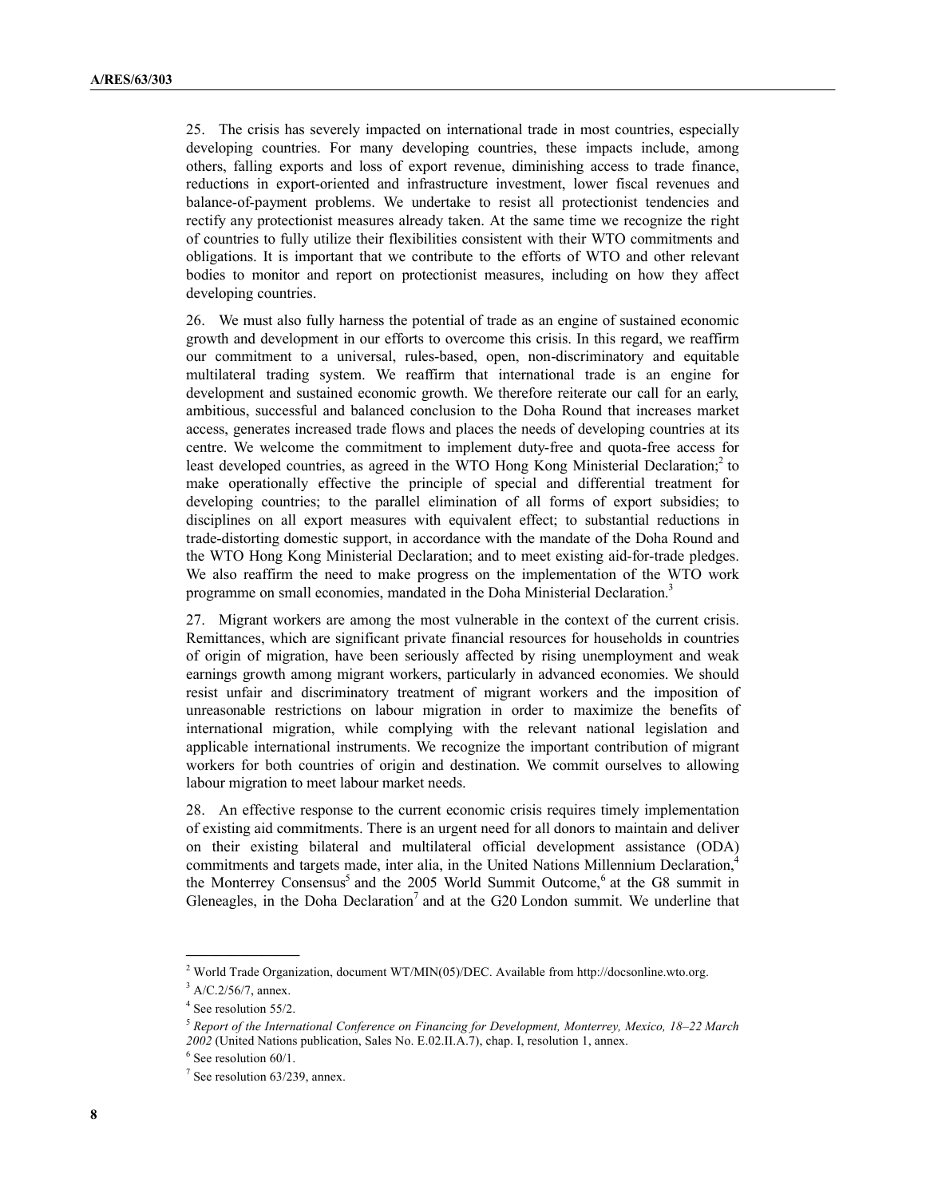25. The crisis has severely impacted on international trade in most countries, especially developing countries. For many developing countries, these impacts include, among others, falling exports and loss of export revenue, diminishing access to trade finance, reductions in export-oriented and infrastructure investment, lower fiscal revenues and balance-of-payment problems. We undertake to resist all protectionist tendencies and rectify any protectionist measures already taken. At the same time we recognize the right of countries to fully utilize their flexibilities consistent with their WTO commitments and obligations. It is important that we contribute to the efforts of WTO and other relevant bodies to monitor and report on protectionist measures, including on how they affect developing countries.

26. We must also fully harness the potential of trade as an engine of sustained economic growth and development in our efforts to overcome this crisis. In this regard, we reaffirm our commitment to a universal, rules-based, open, non-discriminatory and equitable multilateral trading system. We reaffirm that international trade is an engine for development and sustained economic growth. We therefore reiterate our call for an early, ambitious, successful and balanced conclusion to the Doha Round that increases market access, generates increased trade flows and places the needs of developing countries at its centre. We welcome the commitment to implement duty-free and quota-free access for least developed countries, as agreed in the WTO Hong Kong Ministerial Declaration;[2] to make operationally effective the principle of special and differential treatment for developing countries; to the parallel elimination of all forms of export subsidies; to disciplines on all export measures with equivalent effect; to substantial reductions in trade-distorting domestic support, in accordance with the mandate of the Doha Round and the WTO Hong Kong Ministerial Declaration; and to meet existing aid-for-trade pledges. We also reaffirm the need to make progress on the implementation of the WTO work programme on small economies, mandated in the Doha Ministerial Declaration.[3]

27. Migrant workers are among the most vulnerable in the context of the current crisis. Remittances, which are significant private financial resources for households in countries of origin of migration, have been seriously affected by rising unemployment and weak earnings growth among migrant workers, particularly in advanced economies. We should resist unfair and discriminatory treatment of migrant workers and the imposition of unreasonable restrictions on labour migration in order to maximize the benefits of international migration, while complying with the relevant national legislation and applicable international instruments. We recognize the important contribution of migrant workers for both countries of origin and destination. We commit ourselves to allowing labour migration to meet labour market needs.

28. An effective response to the current economic crisis requires timely implementation of existing aid commitments. There is an urgent need for all donors to maintain and deliver on their existing bilateral and multilateral official development assistance (ODA) commitments and targets made, inter alia, in the United Nations Millennium Declaration,[4] the Monterrey Consensus[5] and the 2005 World Summit Outcome,[6] at the G8 summit in Gleneagles, in the Doha Declaration[7] and at the G20 London summit. We underline that

---

[2] World Trade Organization, document WT/MIN(05)/DEC. Available from http://docsonline.wto.org.

[3] A/C.2/56/7, annex.

[4] See resolution 55/2.

[5] *Report of the International Conference on Financing for Development, Monterrey, Mexico, 18–22 March 2002* (United Nations publication, Sales No. E.02.II.A.7), chap. I, resolution 1, annex.

[6] See resolution 60/1.

[7] See resolution 63/239, annex.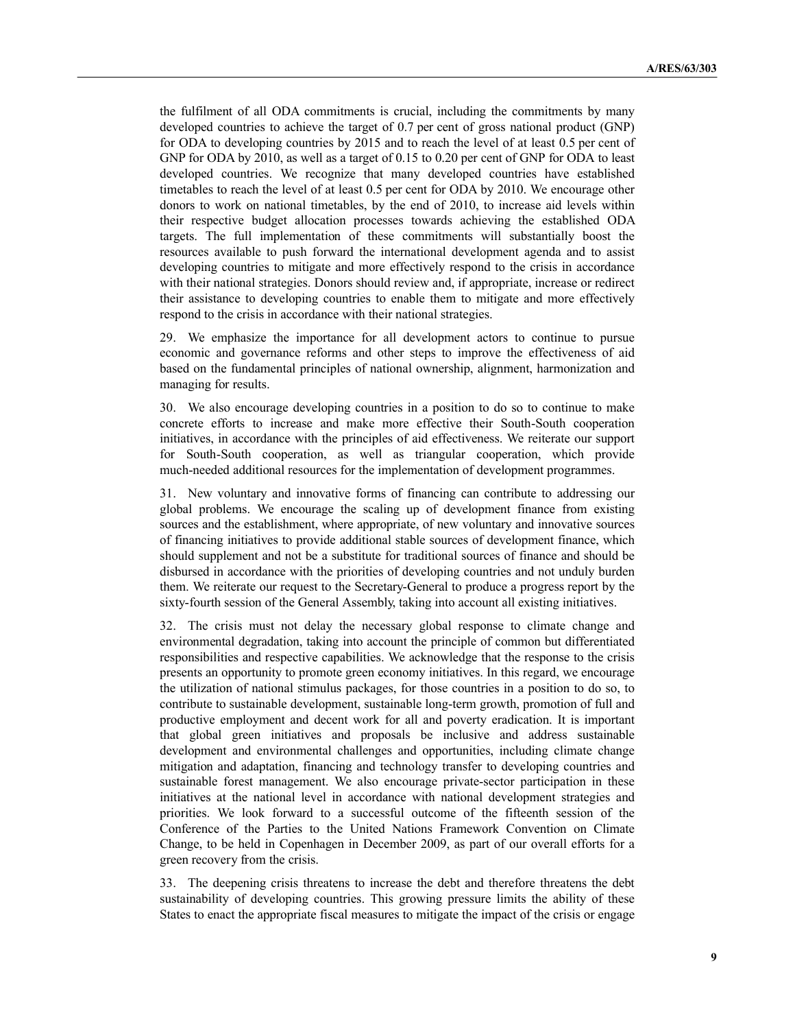the fulfilment of all ODA commitments is crucial, including the commitments by many developed countries to achieve the target of 0.7 per cent of gross national product (GNP) for ODA to developing countries by 2015 and to reach the level of at least 0.5 per cent of GNP for ODA by 2010, as well as a target of 0.15 to 0.20 per cent of GNP for ODA to least developed countries. We recognize that many developed countries have established timetables to reach the level of at least 0.5 per cent for ODA by 2010. We encourage other donors to work on national timetables, by the end of 2010, to increase aid levels within their respective budget allocation processes towards achieving the established ODA targets. The full implementation of these commitments will substantially boost the resources available to push forward the international development agenda and to assist developing countries to mitigate and more effectively respond to the crisis in accordance with their national strategies. Donors should review and, if appropriate, increase or redirect their assistance to developing countries to enable them to mitigate and more effectively respond to the crisis in accordance with their national strategies.

29. We emphasize the importance for all development actors to continue to pursue economic and governance reforms and other steps to improve the effectiveness of aid based on the fundamental principles of national ownership, alignment, harmonization and managing for results.

30. We also encourage developing countries in a position to do so to continue to make concrete efforts to increase and make more effective their South-South cooperation initiatives, in accordance with the principles of aid effectiveness. We reiterate our support for South-South cooperation, as well as triangular cooperation, which provide much-needed additional resources for the implementation of development programmes.

31. New voluntary and innovative forms of financing can contribute to addressing our global problems. We encourage the scaling up of development finance from existing sources and the establishment, where appropriate, of new voluntary and innovative sources of financing initiatives to provide additional stable sources of development finance, which should supplement and not be a substitute for traditional sources of finance and should be disbursed in accordance with the priorities of developing countries and not unduly burden them. We reiterate our request to the Secretary-General to produce a progress report by the sixty-fourth session of the General Assembly, taking into account all existing initiatives.

32. The crisis must not delay the necessary global response to climate change and environmental degradation, taking into account the principle of common but differentiated responsibilities and respective capabilities. We acknowledge that the response to the crisis presents an opportunity to promote green economy initiatives. In this regard, we encourage the utilization of national stimulus packages, for those countries in a position to do so, to contribute to sustainable development, sustainable long-term growth, promotion of full and productive employment and decent work for all and poverty eradication. It is important that global green initiatives and proposals be inclusive and address sustainable development and environmental challenges and opportunities, including climate change mitigation and adaptation, financing and technology transfer to developing countries and sustainable forest management. We also encourage private-sector participation in these initiatives at the national level in accordance with national development strategies and priorities. We look forward to a successful outcome of the fifteenth session of the Conference of the Parties to the United Nations Framework Convention on Climate Change, to be held in Copenhagen in December 2009, as part of our overall efforts for a green recovery from the crisis.

33. The deepening crisis threatens to increase the debt and therefore threatens the debt sustainability of developing countries. This growing pressure limits the ability of these States to enact the appropriate fiscal measures to mitigate the impact of the crisis or engage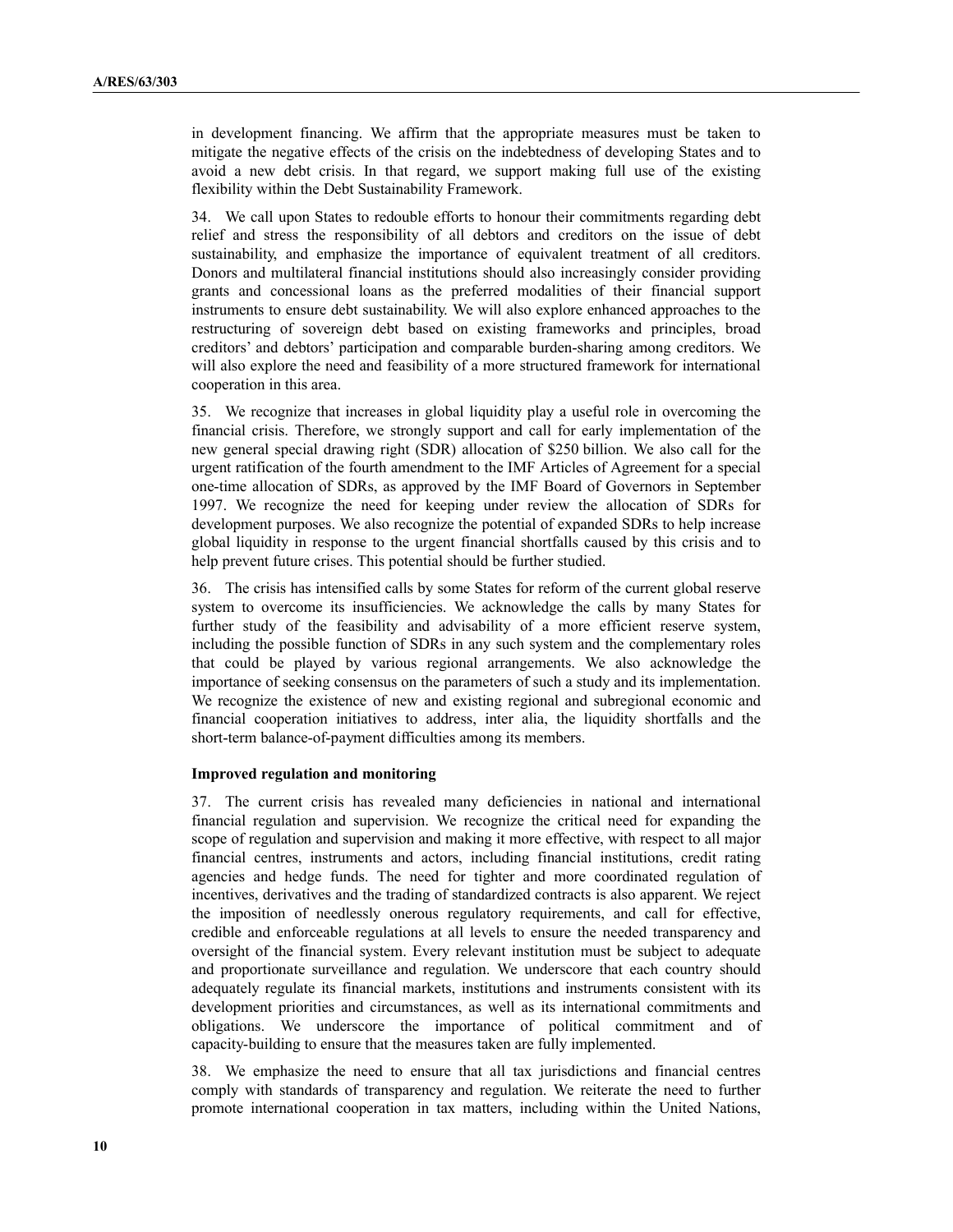in development financing. We affirm that the appropriate measures must be taken to mitigate the negative effects of the crisis on the indebtedness of developing States and to avoid a new debt crisis. In that regard, we support making full use of the existing flexibility within the Debt Sustainability Framework.

34. We call upon States to redouble efforts to honour their commitments regarding debt relief and stress the responsibility of all debtors and creditors on the issue of debt sustainability, and emphasize the importance of equivalent treatment of all creditors. Donors and multilateral financial institutions should also increasingly consider providing grants and concessional loans as the preferred modalities of their financial support instruments to ensure debt sustainability. We will also explore enhanced approaches to the restructuring of sovereign debt based on existing frameworks and principles, broad creditors' and debtors' participation and comparable burden-sharing among creditors. We will also explore the need and feasibility of a more structured framework for international cooperation in this area.

35. We recognize that increases in global liquidity play a useful role in overcoming the financial crisis. Therefore, we strongly support and call for early implementation of the new general special drawing right (SDR) allocation of $250 billion. We also call for the urgent ratification of the fourth amendment to the IMF Articles of Agreement for a special one-time allocation of SDRs, as approved by the IMF Board of Governors in September 1997. We recognize the need for keeping under review the allocation of SDRs for development purposes. We also recognize the potential of expanded SDRs to help increase global liquidity in response to the urgent financial shortfalls caused by this crisis and to help prevent future crises. This potential should be further studied.

36. The crisis has intensified calls by some States for reform of the current global reserve system to overcome its insufficiencies. We acknowledge the calls by many States for further study of the feasibility and advisability of a more efficient reserve system, including the possible function of SDRs in any such system and the complementary roles that could be played by various regional arrangements. We also acknowledge the importance of seeking consensus on the parameters of such a study and its implementation. We recognize the existence of new and existing regional and subregional economic and financial cooperation initiatives to address, inter alia, the liquidity shortfalls and the short-term balance-of-payment difficulties among its members.

**Improved regulation and monitoring**

37. The current crisis has revealed many deficiencies in national and international financial regulation and supervision. We recognize the critical need for expanding the scope of regulation and supervision and making it more effective, with respect to all major financial centres, instruments and actors, including financial institutions, credit rating agencies and hedge funds. The need for tighter and more coordinated regulation of incentives, derivatives and the trading of standardized contracts is also apparent. We reject the imposition of needlessly onerous regulatory requirements, and call for effective, credible and enforceable regulations at all levels to ensure the needed transparency and oversight of the financial system. Every relevant institution must be subject to adequate and proportionate surveillance and regulation. We underscore that each country should adequately regulate its financial markets, institutions and instruments consistent with its development priorities and circumstances, as well as its international commitments and obligations. We underscore the importance of political commitment and of capacity-building to ensure that the measures taken are fully implemented.

38. We emphasize the need to ensure that all tax jurisdictions and financial centres comply with standards of transparency and regulation. We reiterate the need to further promote international cooperation in tax matters, including within the United Nations,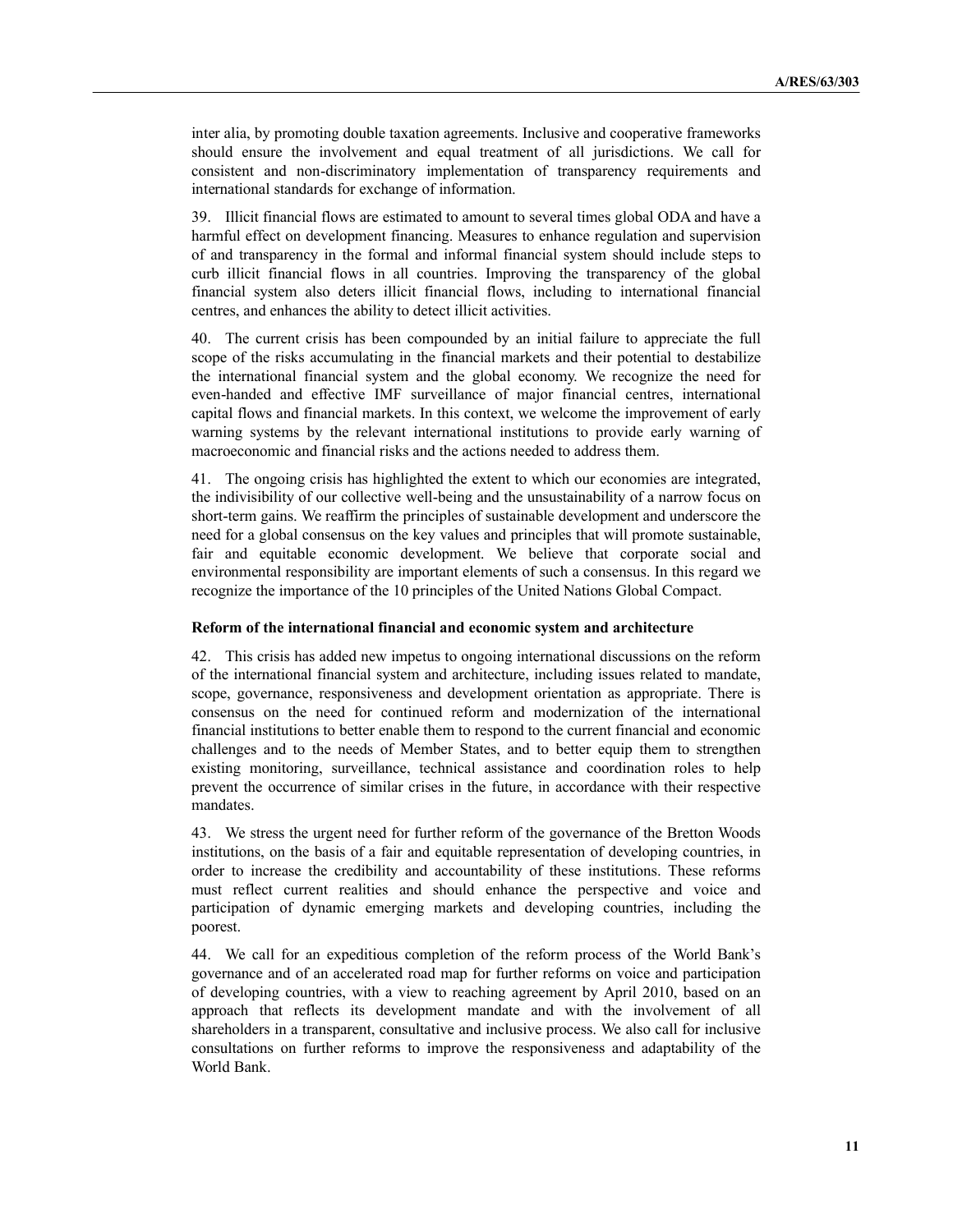inter alia, by promoting double taxation agreements. Inclusive and cooperative frameworks should ensure the involvement and equal treatment of all jurisdictions. We call for consistent and non-discriminatory implementation of transparency requirements and international standards for exchange of information.

39. Illicit financial flows are estimated to amount to several times global ODA and have a harmful effect on development financing. Measures to enhance regulation and supervision of and transparency in the formal and informal financial system should include steps to curb illicit financial flows in all countries. Improving the transparency of the global financial system also deters illicit financial flows, including to international financial centres, and enhances the ability to detect illicit activities.

40. The current crisis has been compounded by an initial failure to appreciate the full scope of the risks accumulating in the financial markets and their potential to destabilize the international financial system and the global economy. We recognize the need for even-handed and effective IMF surveillance of major financial centres, international capital flows and financial markets. In this context, we welcome the improvement of early warning systems by the relevant international institutions to provide early warning of macroeconomic and financial risks and the actions needed to address them.

41. The ongoing crisis has highlighted the extent to which our economies are integrated, the indivisibility of our collective well-being and the unsustainability of a narrow focus on short-term gains. We reaffirm the principles of sustainable development and underscore the need for a global consensus on the key values and principles that will promote sustainable, fair and equitable economic development. We believe that corporate social and environmental responsibility are important elements of such a consensus. In this regard we recognize the importance of the 10 principles of the United Nations Global Compact.

**Reform of the international financial and economic system and architecture**

42. This crisis has added new impetus to ongoing international discussions on the reform of the international financial system and architecture, including issues related to mandate, scope, governance, responsiveness and development orientation as appropriate. There is consensus on the need for continued reform and modernization of the international financial institutions to better enable them to respond to the current financial and economic challenges and to the needs of Member States, and to better equip them to strengthen existing monitoring, surveillance, technical assistance and coordination roles to help prevent the occurrence of similar crises in the future, in accordance with their respective mandates.

43. We stress the urgent need for further reform of the governance of the Bretton Woods institutions, on the basis of a fair and equitable representation of developing countries, in order to increase the credibility and accountability of these institutions. These reforms must reflect current realities and should enhance the perspective and voice and participation of dynamic emerging markets and developing countries, including the poorest.

44. We call for an expeditious completion of the reform process of the World Bank's governance and of an accelerated road map for further reforms on voice and participation of developing countries, with a view to reaching agreement by April 2010, based on an approach that reflects its development mandate and with the involvement of all shareholders in a transparent, consultative and inclusive process. We also call for inclusive consultations on further reforms to improve the responsiveness and adaptability of the World Bank.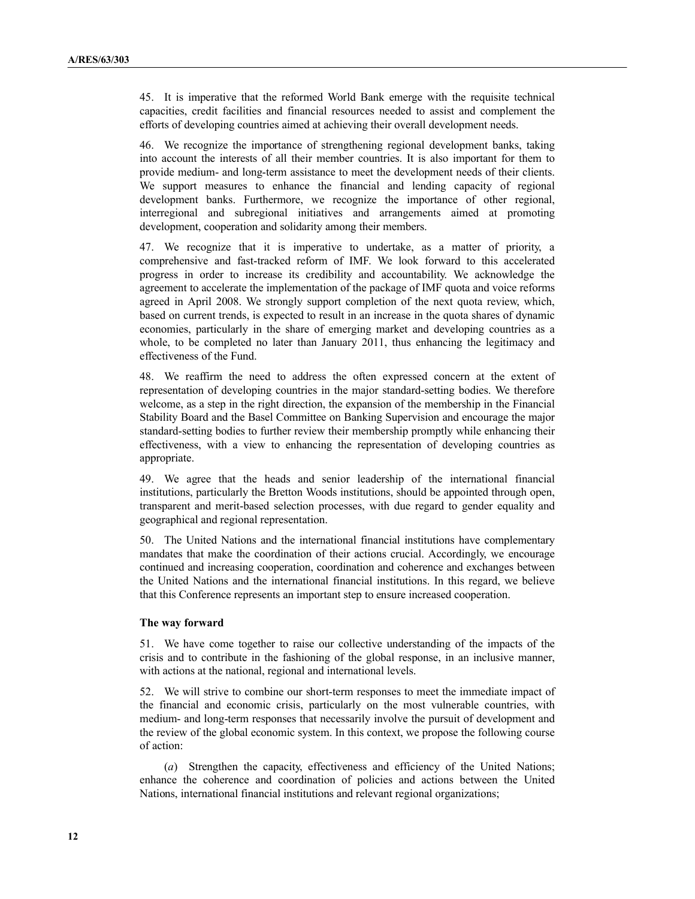45. It is imperative that the reformed World Bank emerge with the requisite technical capacities, credit facilities and financial resources needed to assist and complement the efforts of developing countries aimed at achieving their overall development needs.

46. We recognize the importance of strengthening regional development banks, taking into account the interests of all their member countries. It is also important for them to provide medium- and long-term assistance to meet the development needs of their clients. We support measures to enhance the financial and lending capacity of regional development banks. Furthermore, we recognize the importance of other regional, interregional and subregional initiatives and arrangements aimed at promoting development, cooperation and solidarity among their members.

47. We recognize that it is imperative to undertake, as a matter of priority, a comprehensive and fast-tracked reform of IMF. We look forward to this accelerated progress in order to increase its credibility and accountability. We acknowledge the agreement to accelerate the implementation of the package of IMF quota and voice reforms agreed in April 2008. We strongly support completion of the next quota review, which, based on current trends, is expected to result in an increase in the quota shares of dynamic economies, particularly in the share of emerging market and developing countries as a whole, to be completed no later than January 2011, thus enhancing the legitimacy and effectiveness of the Fund.

48. We reaffirm the need to address the often expressed concern at the extent of representation of developing countries in the major standard-setting bodies. We therefore welcome, as a step in the right direction, the expansion of the membership in the Financial Stability Board and the Basel Committee on Banking Supervision and encourage the major standard-setting bodies to further review their membership promptly while enhancing their effectiveness, with a view to enhancing the representation of developing countries as appropriate.

49. We agree that the heads and senior leadership of the international financial institutions, particularly the Bretton Woods institutions, should be appointed through open, transparent and merit-based selection processes, with due regard to gender equality and geographical and regional representation.

50. The United Nations and the international financial institutions have complementary mandates that make the coordination of their actions crucial. Accordingly, we encourage continued and increasing cooperation, coordination and coherence and exchanges between the United Nations and the international financial institutions. In this regard, we believe that this Conference represents an important step to ensure increased cooperation.

**The way forward**

51. We have come together to raise our collective understanding of the impacts of the crisis and to contribute in the fashioning of the global response, in an inclusive manner, with actions at the national, regional and international levels.

52. We will strive to combine our short-term responses to meet the immediate impact of the financial and economic crisis, particularly on the most vulnerable countries, with medium- and long-term responses that necessarily involve the pursuit of development and the review of the global economic system. In this context, we propose the following course of action:

(*a*) Strengthen the capacity, effectiveness and efficiency of the United Nations; enhance the coherence and coordination of policies and actions between the United Nations, international financial institutions and relevant regional organizations;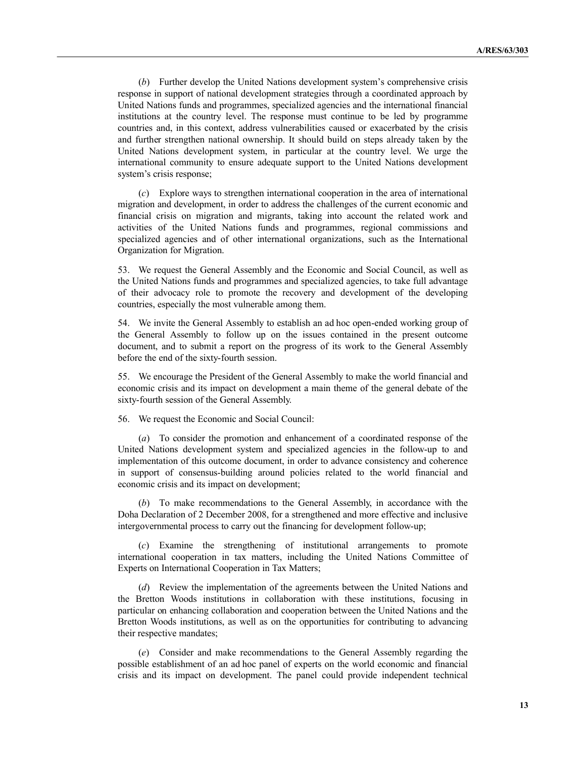(*b*) Further develop the United Nations development system's comprehensive crisis response in support of national development strategies through a coordinated approach by United Nations funds and programmes, specialized agencies and the international financial institutions at the country level. The response must continue to be led by programme countries and, in this context, address vulnerabilities caused or exacerbated by the crisis and further strengthen national ownership. It should build on steps already taken by the United Nations development system, in particular at the country level. We urge the international community to ensure adequate support to the United Nations development system's crisis response;

(*c*) Explore ways to strengthen international cooperation in the area of international migration and development, in order to address the challenges of the current economic and financial crisis on migration and migrants, taking into account the related work and activities of the United Nations funds and programmes, regional commissions and specialized agencies and of other international organizations, such as the International Organization for Migration.

53. We request the General Assembly and the Economic and Social Council, as well as the United Nations funds and programmes and specialized agencies, to take full advantage of their advocacy role to promote the recovery and development of the developing countries, especially the most vulnerable among them.

54. We invite the General Assembly to establish an ad hoc open-ended working group of the General Assembly to follow up on the issues contained in the present outcome document, and to submit a report on the progress of its work to the General Assembly before the end of the sixty-fourth session.

55. We encourage the President of the General Assembly to make the world financial and economic crisis and its impact on development a main theme of the general debate of the sixty-fourth session of the General Assembly.

56. We request the Economic and Social Council:

(*a*) To consider the promotion and enhancement of a coordinated response of the United Nations development system and specialized agencies in the follow-up to and implementation of this outcome document, in order to advance consistency and coherence in support of consensus-building around policies related to the world financial and economic crisis and its impact on development;

(*b*) To make recommendations to the General Assembly, in accordance with the Doha Declaration of 2 December 2008, for a strengthened and more effective and inclusive intergovernmental process to carry out the financing for development follow-up;

(*c*) Examine the strengthening of institutional arrangements to promote international cooperation in tax matters, including the United Nations Committee of Experts on International Cooperation in Tax Matters;

(*d*) Review the implementation of the agreements between the United Nations and the Bretton Woods institutions in collaboration with these institutions, focusing in particular on enhancing collaboration and cooperation between the United Nations and the Bretton Woods institutions, as well as on the opportunities for contributing to advancing their respective mandates;

(*e*) Consider and make recommendations to the General Assembly regarding the possible establishment of an ad hoc panel of experts on the world economic and financial crisis and its impact on development. The panel could provide independent technical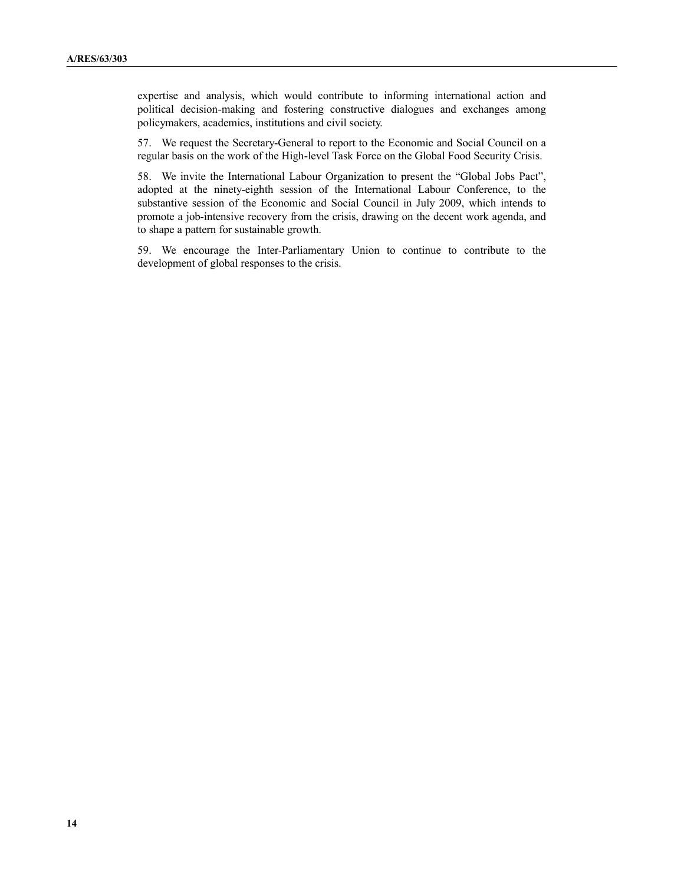expertise and analysis, which would contribute to informing international action and political decision-making and fostering constructive dialogues and exchanges among policymakers, academics, institutions and civil society.

57. We request the Secretary-General to report to the Economic and Social Council on a regular basis on the work of the High-level Task Force on the Global Food Security Crisis.

58. We invite the International Labour Organization to present the "Global Jobs Pact", adopted at the ninety-eighth session of the International Labour Conference, to the substantive session of the Economic and Social Council in July 2009, which intends to promote a job-intensive recovery from the crisis, drawing on the decent work agenda, and to shape a pattern for sustainable growth.

59. We encourage the Inter-Parliamentary Union to continue to contribute to the development of global responses to the crisis.